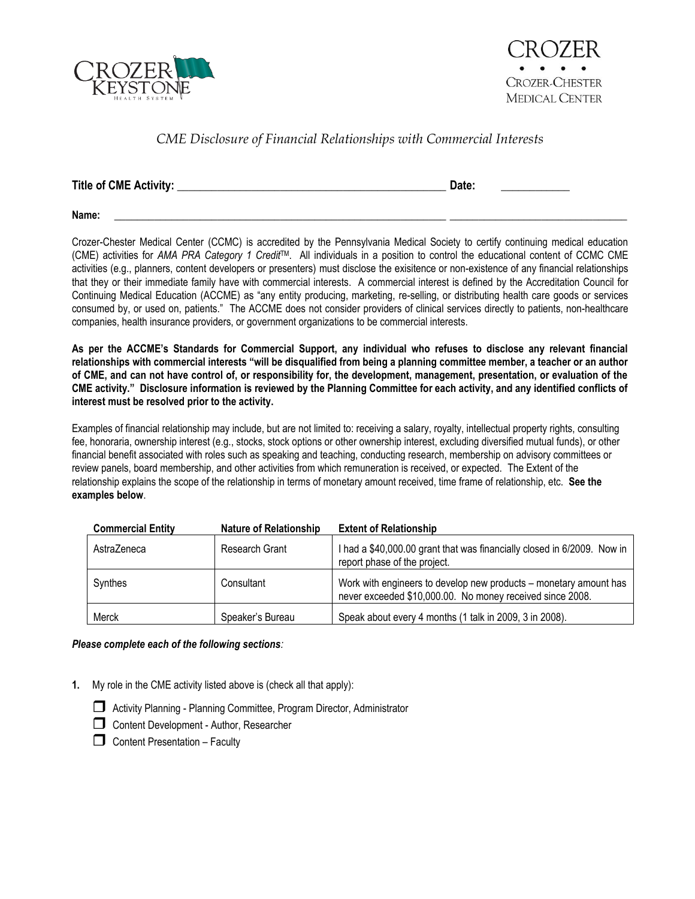CROZER KEYSTONE HEALTH SYSTEM

CROZER • • • • CROZER-CHESTER MEDICAL CENTER

# *CME Disclosure of Financial Relationships with Commercial Interests*

**Title of CME Activity:** _______________________________________________ **Date:** ____________

**Name:** _______________________________________________________________ _________________________________

Crozer-Chester Medical Center (CCMC) is accredited by the Pennsylvania Medical Society to certify continuing medical education (CME) activities for *AMA PRA Category 1 Credit*™. All individuals in a position to control the educational content of CCMC CME activities (e.g., planners, content developers or presenters) must disclose the exisitence or non-existence of any financial relationships that they or their immediate family have with commercial interests. A commercial interest is defined by the Accreditation Council for Continuing Medical Education (ACCME) as "any entity producing, marketing, re-selling, or distributing health care goods or services consumed by, or used on, patients." The ACCME does not consider providers of clinical services directly to patients, non-healthcare companies, health insurance providers, or government organizations to be commercial interests.

**As per the ACCME's Standards for Commercial Support, any individual who refuses to disclose any relevant financial relationships with commercial interests "will be disqualified from being a planning committee member, a teacher or an author of CME, and can not have control of, or responsibility for, the development, management, presentation, or evaluation of the CME activity." Disclosure information is reviewed by the Planning Committee for each activity, and any identified conflicts of interest must be resolved prior to the activity.**

Examples of financial relationship may include, but are not limited to: receiving a salary, royalty, intellectual property rights, consulting fee, honoraria, ownership interest (e.g., stocks, stock options or other ownership interest, excluding diversified mutual funds), or other financial benefit associated with roles such as speaking and teaching, conducting research, membership on advisory committees or review panels, board membership, and other activities from which remuneration is received, or expected. The Extent of the relationship explains the scope of the relationship in terms of monetary amount received, time frame of relationship, etc. **See the examples below**.

| Commercial Entity | Nature of Relationship | Extent of Relationship |
|---|---|---|
| AstraZeneca | Research Grant | I had a $40,000.00 grant that was financially closed in 6/2009. Now in report phase of the project. |
| Synthes | Consultant | Work with engineers to develop new products – monetary amount has never exceeded $10,000.00. No money received since 2008. |
| Merck | Speaker's Bureau | Speak about every 4 months (1 talk in 2009, 3 in 2008). |

***Please complete each of the following sections**:*

**1.** My role in the CME activity listed above is (check all that apply):

- ☐ Activity Planning - Planning Committee, Program Director, Administrator
- ☐ Content Development - Author, Researcher
- ☐ Content Presentation – Faculty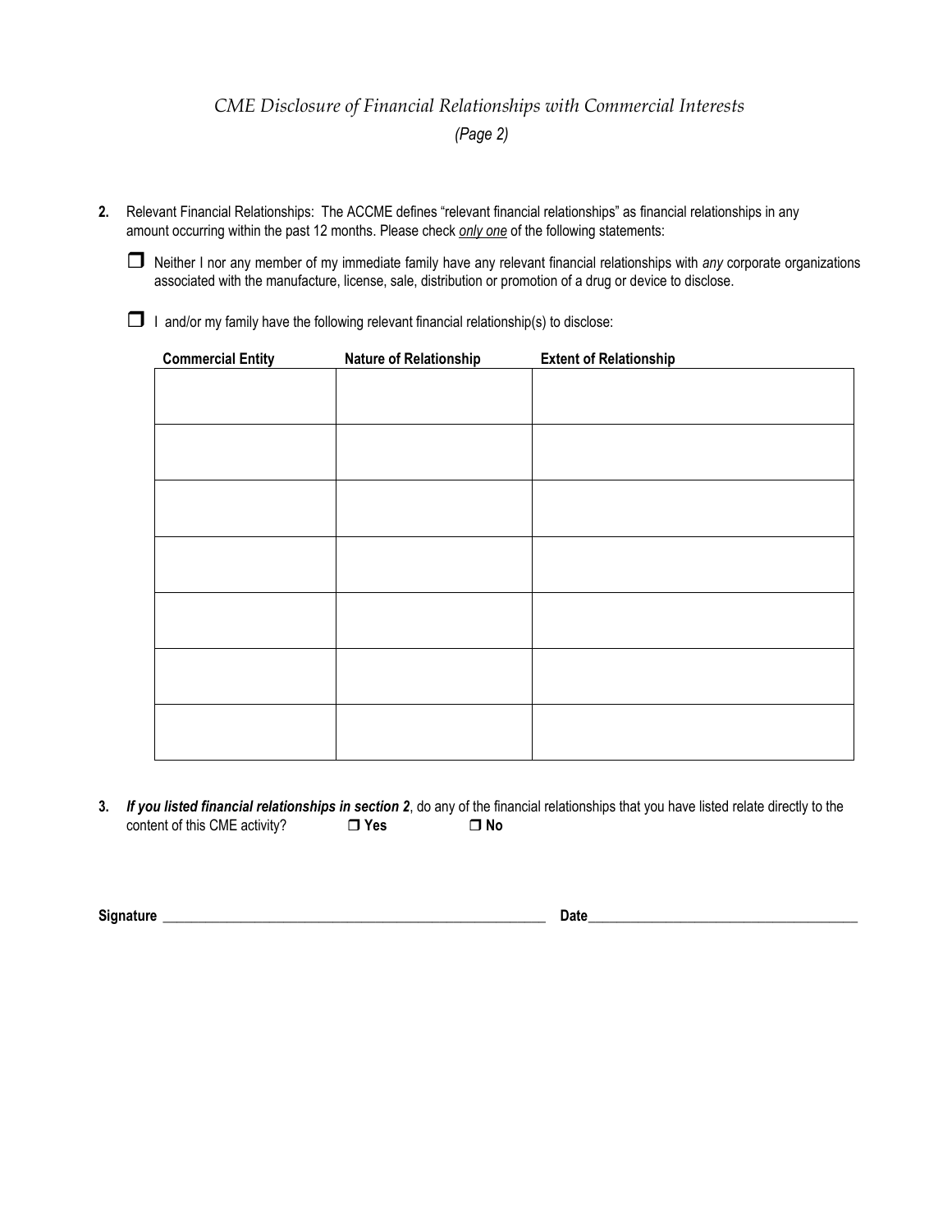# *CME Disclosure of Financial Relationships with Commercial Interests*

*(Page 2)*

**2.** Relevant Financial Relationships: The ACCME defines "relevant financial relationships" as financial relationships in any amount occurring within the past 12 months. Please check *only one* of the following statements:

❒ Neither I nor any member of my immediate family have any relevant financial relationships with *any* corporate organizations associated with the manufacture, license, sale, distribution or promotion of a drug or device to disclose.

❒ I and/or my family have the following relevant financial relationship(s) to disclose:

| Commercial Entity | Nature of Relationship | Extent of Relationship |
| --- | --- | --- |
| | | |
| | | |
| | | |
| | | |
| | | |
| | | |
| | | |

**3.** ***If you listed financial relationships in section 2***, do any of the financial relationships that you have listed relate directly to the content of this CME activity? **❒ Yes** **❒ No**

**Signature** ________________________________________ **Date**________________________________